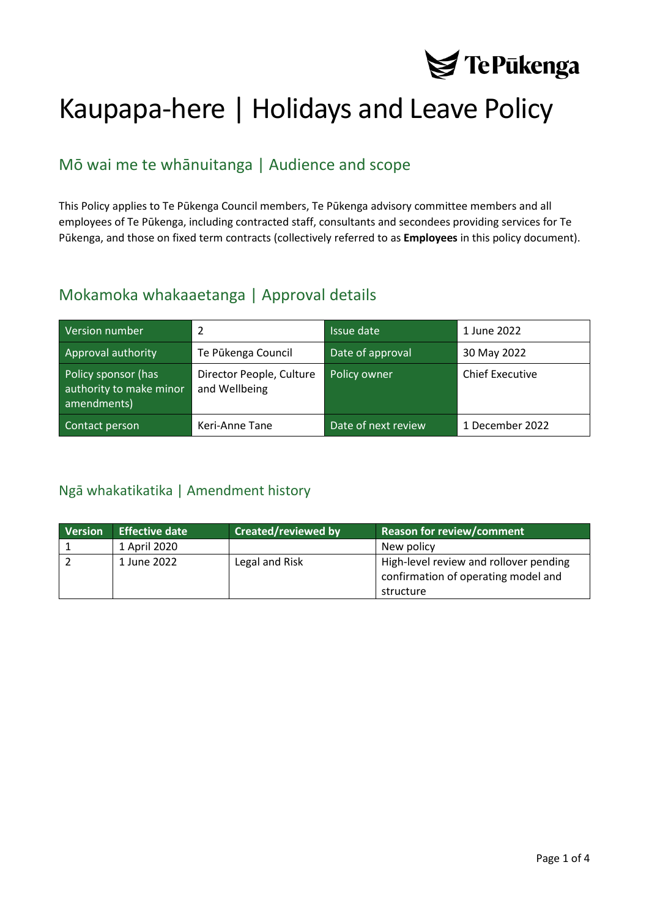# Kaupapa-here | Holidays and Leave Policy

## Mō wai me te whānuitanga | Audience and scope

This Policy applies to Te Pūkenga Council members, Te Pūkenga advisory committee members and all employees of Te Pūkenga, including contracted staff, consultants and secondees providing services for Te Pūkenga, and those on fixed term contracts (collectively referred to as **Employees** in this policy document).

## Mokamoka whakaaetanga | Approval details

| Version number | 2 | Issue date | 1 June 2022 |
|---|---|---|---|
| Approval authority | Te Pūkenga Council | Date of approval | 30 May 2022 |
| Policy sponsor (has authority to make minor amendments) | Director People, Culture and Wellbeing | Policy owner | Chief Executive |
| Contact person | Keri-Anne Tane | Date of next review | 1 December 2022 |

## Ngā whakatikatika | Amendment history

| Version | Effective date | Created/reviewed by | Reason for review/comment |
|---|---|---|---|
| 1 | 1 April 2020 | | New policy |
| 2 | 1 June 2022 | Legal and Risk | High-level review and rollover pending confirmation of operating model and structure |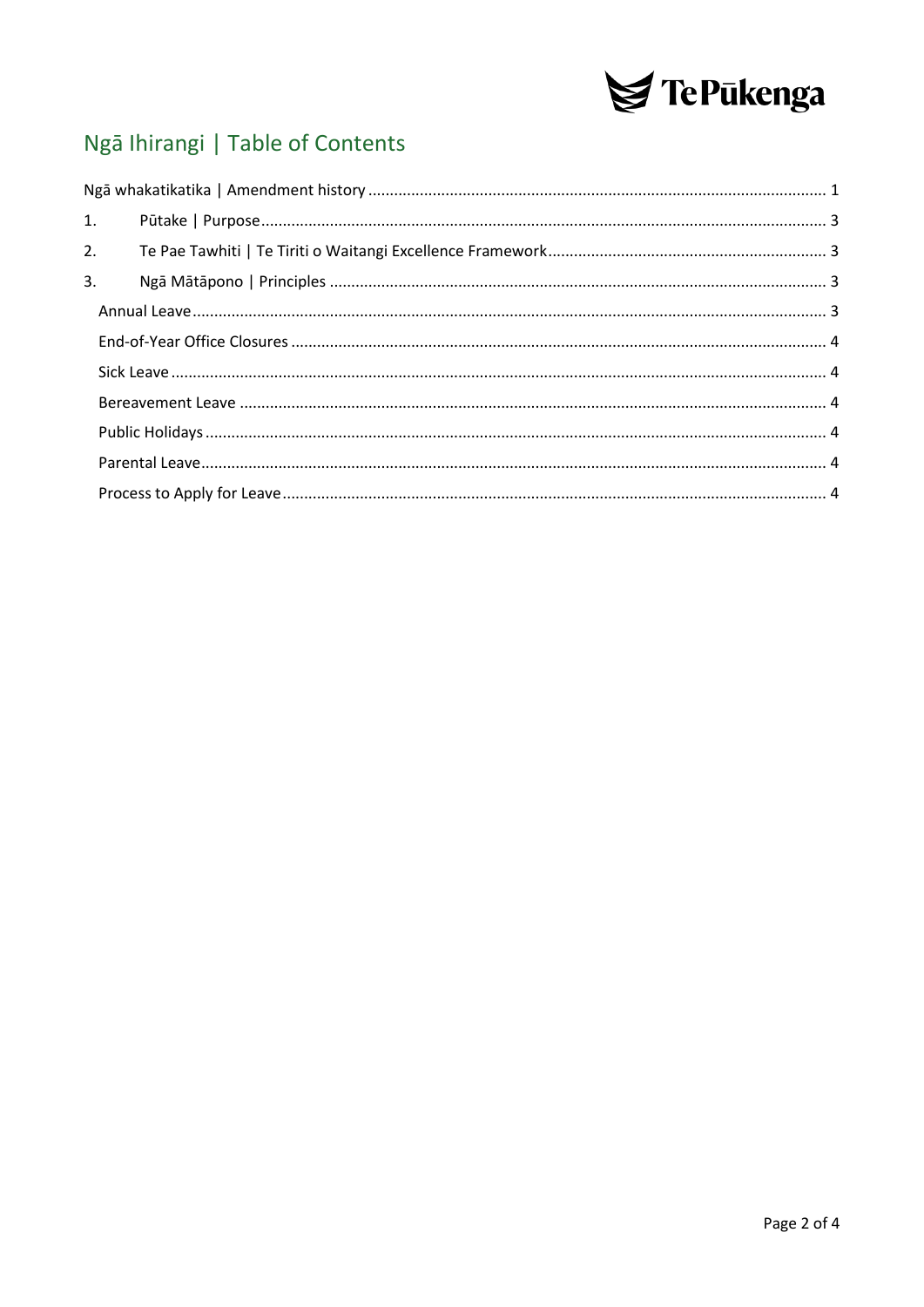# Ngā Ihirangi | Table of Contents

Ngā whakatikatika | Amendment history ........................................................................................................ 1

1. Pūtake | Purpose ................................................................................................................................ 3

2. Te Pae Tawhiti | Te Tiriti o Waitangi Excellence Framework ................................................................ 3

3. Ngā Mātāpono | Principles ................................................................................................................. 3

   Annual Leave ....................................................................................................................................... 3

   End-of-Year Office Closures ................................................................................................................. 4

   Sick Leave ............................................................................................................................................ 4

   Bereavement Leave ............................................................................................................................. 4

   Public Holidays .................................................................................................................................... 4

   Parental Leave ..................................................................................................................................... 4

   Process to Apply for Leave ................................................................................................................... 4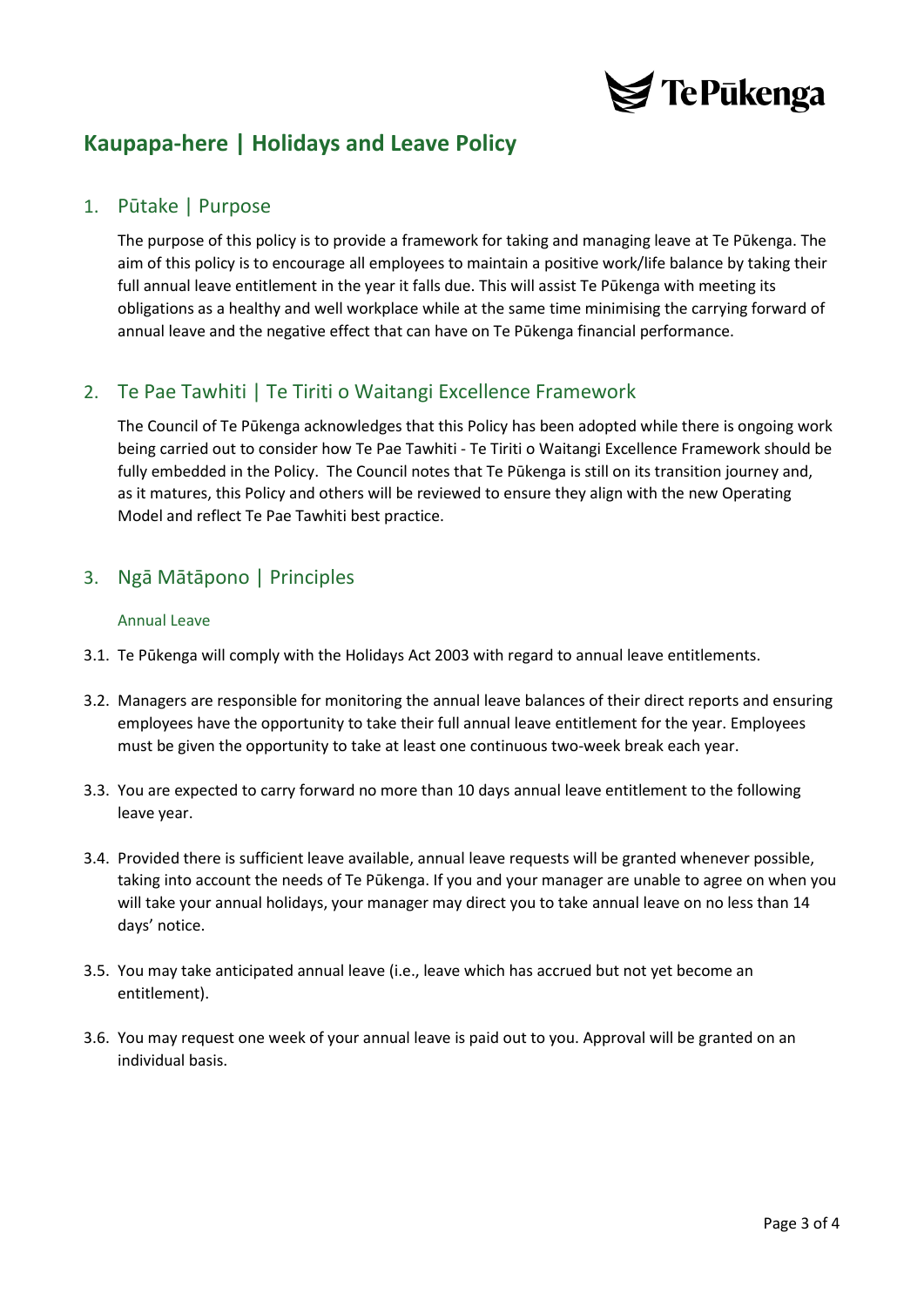# Kaupapa-here | Holidays and Leave Policy

## 1. Pūtake | Purpose

The purpose of this policy is to provide a framework for taking and managing leave at Te Pūkenga. The aim of this policy is to encourage all employees to maintain a positive work/life balance by taking their full annual leave entitlement in the year it falls due. This will assist Te Pūkenga with meeting its obligations as a healthy and well workplace while at the same time minimising the carrying forward of annual leave and the negative effect that can have on Te Pūkenga financial performance.

## 2. Te Pae Tawhiti | Te Tiriti o Waitangi Excellence Framework

The Council of Te Pūkenga acknowledges that this Policy has been adopted while there is ongoing work being carried out to consider how Te Pae Tawhiti - Te Tiriti o Waitangi Excellence Framework should be fully embedded in the Policy. The Council notes that Te Pūkenga is still on its transition journey and, as it matures, this Policy and others will be reviewed to ensure they align with the new Operating Model and reflect Te Pae Tawhiti best practice.

## 3. Ngā Mātāpono | Principles

### Annual Leave

3.1. Te Pūkenga will comply with the Holidays Act 2003 with regard to annual leave entitlements.

3.2. Managers are responsible for monitoring the annual leave balances of their direct reports and ensuring employees have the opportunity to take their full annual leave entitlement for the year. Employees must be given the opportunity to take at least one continuous two-week break each year.

3.3. You are expected to carry forward no more than 10 days annual leave entitlement to the following leave year.

3.4. Provided there is sufficient leave available, annual leave requests will be granted whenever possible, taking into account the needs of Te Pūkenga. If you and your manager are unable to agree on when you will take your annual holidays, your manager may direct you to take annual leave on no less than 14 days' notice.

3.5. You may take anticipated annual leave (i.e., leave which has accrued but not yet become an entitlement).

3.6. You may request one week of your annual leave is paid out to you. Approval will be granted on an individual basis.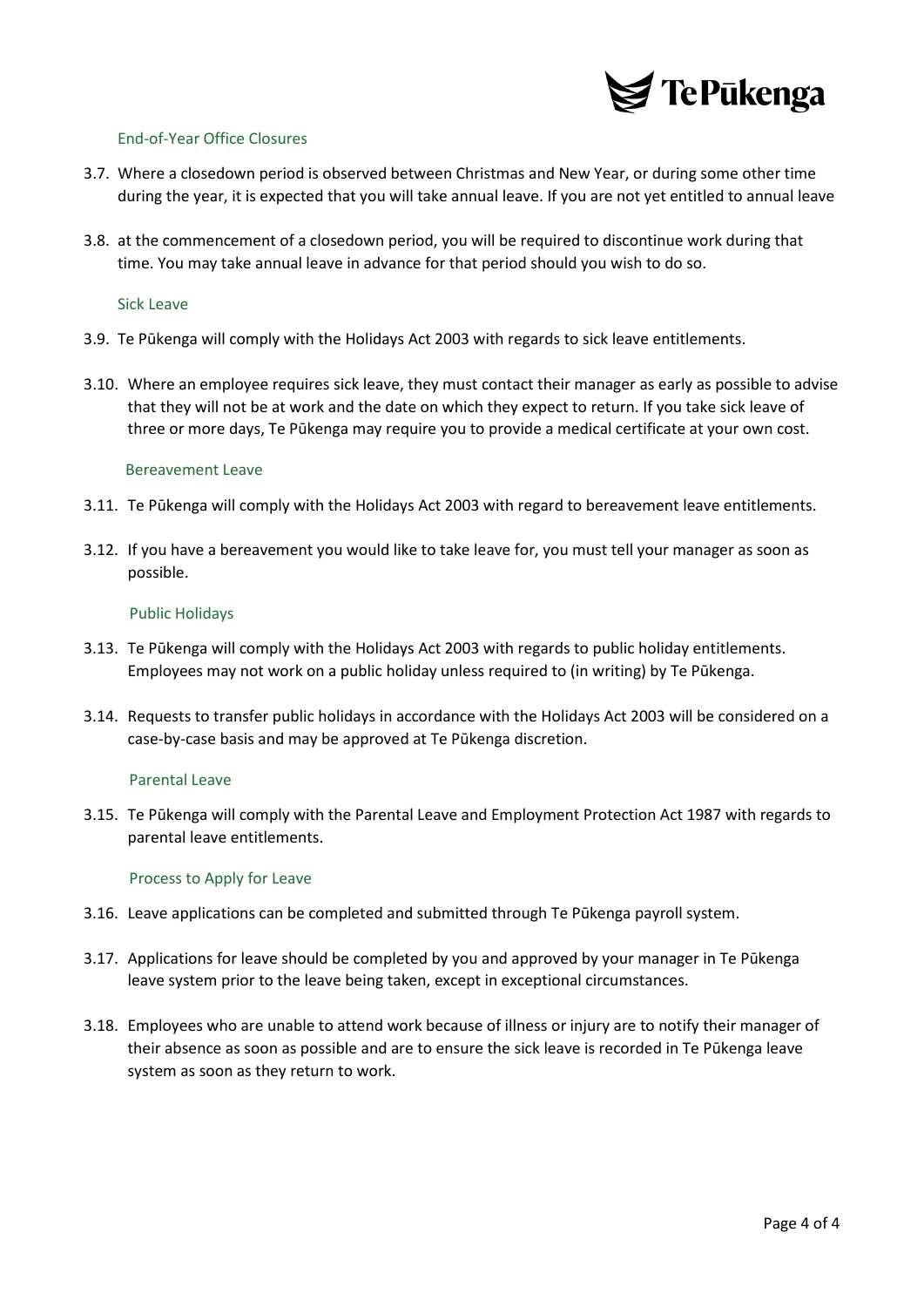### End-of-Year Office Closures

3.7. Where a closedown period is observed between Christmas and New Year, or during some other time during the year, it is expected that you will take annual leave. If you are not yet entitled to annual leave

3.8. at the commencement of a closedown period, you will be required to discontinue work during that time. You may take annual leave in advance for that period should you wish to do so.

### Sick Leave

3.9. Te Pūkenga will comply with the Holidays Act 2003 with regards to sick leave entitlements.

3.10. Where an employee requires sick leave, they must contact their manager as early as possible to advise that they will not be at work and the date on which they expect to return. If you take sick leave of three or more days, Te Pūkenga may require you to provide a medical certificate at your own cost.

### Bereavement Leave

3.11. Te Pūkenga will comply with the Holidays Act 2003 with regard to bereavement leave entitlements.

3.12. If you have a bereavement you would like to take leave for, you must tell your manager as soon as possible.

### Public Holidays

3.13. Te Pūkenga will comply with the Holidays Act 2003 with regards to public holiday entitlements. Employees may not work on a public holiday unless required to (in writing) by Te Pūkenga.

3.14. Requests to transfer public holidays in accordance with the Holidays Act 2003 will be considered on a case-by-case basis and may be approved at Te Pūkenga discretion.

### Parental Leave

3.15. Te Pūkenga will comply with the Parental Leave and Employment Protection Act 1987 with regards to parental leave entitlements.

### Process to Apply for Leave

3.16. Leave applications can be completed and submitted through Te Pūkenga payroll system.

3.17. Applications for leave should be completed by you and approved by your manager in Te Pūkenga leave system prior to the leave being taken, except in exceptional circumstances.

3.18. Employees who are unable to attend work because of illness or injury are to notify their manager of their absence as soon as possible and are to ensure the sick leave is recorded in Te Pūkenga leave system as soon as they return to work.